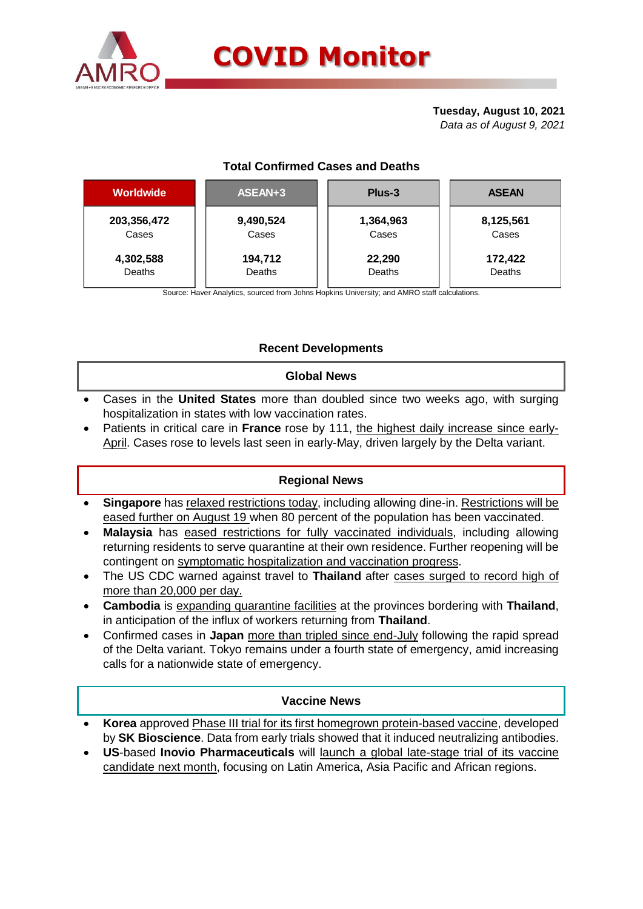# COVID Monitor

**Tuesday, August 10, 2021**
*Data as of August 9, 2021*

### Total Confirmed Cases and Deaths

| Worldwide | ASEAN+3 | Plus-3 | ASEAN |
|---|---|---|---|
| **203,356,472** Cases | **9,490,524** Cases | **1,364,963** Cases | **8,125,561** Cases |
| **4,302,588** Deaths | **194,712** Deaths | **22,290** Deaths | **172,422** Deaths |

Source: Haver Analytics, sourced from Johns Hopkins University; and AMRO staff calculations.

## Recent Developments

### Global News

- Cases in the **United States** more than doubled since two weeks ago, with surging hospitalization in states with low vaccination rates.
- Patients in critical care in **France** rose by 111, the highest daily increase since early-April. Cases rose to levels last seen in early-May, driven largely by the Delta variant.

### Regional News

- **Singapore** has relaxed restrictions today, including allowing dine-in. Restrictions will be eased further on August 19 when 80 percent of the population has been vaccinated.
- **Malaysia** has eased restrictions for fully vaccinated individuals, including allowing returning residents to serve quarantine at their own residence. Further reopening will be contingent on symptomatic hospitalization and vaccination progress.
- The US CDC warned against travel to **Thailand** after cases surged to record high of more than 20,000 per day.
- **Cambodia** is expanding quarantine facilities at the provinces bordering with **Thailand**, in anticipation of the influx of workers returning from **Thailand**.
- Confirmed cases in **Japan** more than tripled since end-July following the rapid spread of the Delta variant. Tokyo remains under a fourth state of emergency, amid increasing calls for a nationwide state of emergency.

### Vaccine News

- **Korea** approved Phase III trial for its first homegrown protein-based vaccine, developed by **SK Bioscience**. Data from early trials showed that it induced neutralizing antibodies.
- **US**-based **Inovio Pharmaceuticals** will launch a global late-stage trial of its vaccine candidate next month, focusing on Latin America, Asia Pacific and African regions.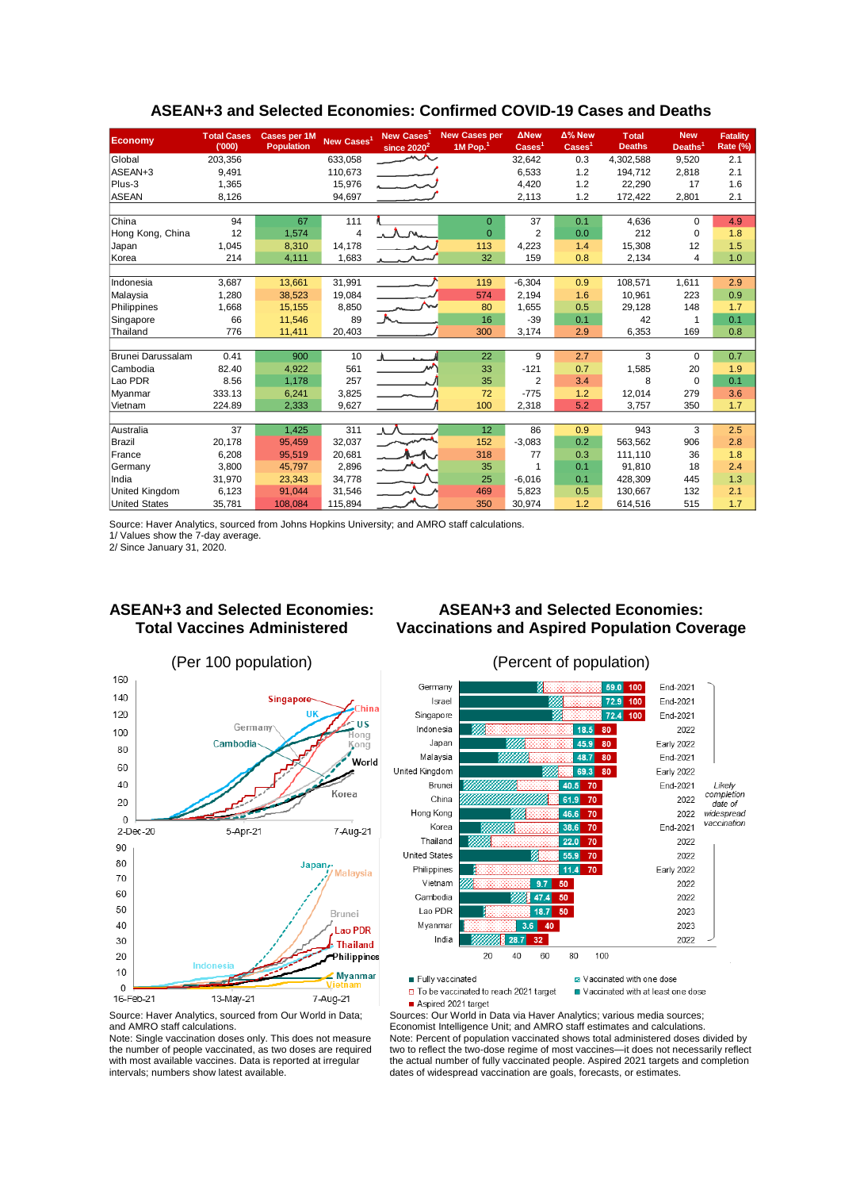## ASEAN+3 and Selected Economies: Confirmed COVID-19 Cases and Deaths

| Economy | Total Cases ('000) | Cases per 1M Population | New Cases[1] | New Cases[1] since 2020[2] | New Cases per 1M Pop.[1] | ΔNew Cases[1] | Δ% New Cases[1] | Total Deaths | New Deaths[1] | Fatality Rate (%) |
|---|---|---|---|---|---|---|---|---|---|---|
| Global | 203,356 | | 633,058 | | | 32,642 | 0.3 | 4,302,588 | 9,520 | 2.1 |
| ASEAN+3 | 9,491 | | 110,673 | | | 6,533 | 1.2 | 194,712 | 2,818 | 2.1 |
| Plus-3 | 1,365 | | 15,976 | | | 4,420 | 1.2 | 22,290 | 17 | 1.6 |
| ASEAN | 8,126 | | 94,697 | | | 2,113 | 1.2 | 172,422 | 2,801 | 2.1 |
| | | | | | | | | | | |
| China | 94 | 67 | 111 | | 0 | 37 | 0.1 | 4,636 | 0 | 4.9 |
| Hong Kong, China | 12 | 1,574 | 4 | | 0 | 2 | 0.0 | 212 | 0 | 1.8 |
| Japan | 1,045 | 8,310 | 14,178 | | 113 | 4,223 | 1.4 | 15,308 | 12 | 1.5 |
| Korea | 214 | 4,111 | 1,683 | | 32 | 159 | 0.8 | 2,134 | 4 | 1.0 |
| | | | | | | | | | | |
| Indonesia | 3,687 | 13,661 | 31,991 | | 119 | -6,304 | 0.9 | 108,571 | 1,611 | 2.9 |
| Malaysia | 1,280 | 38,523 | 19,084 | | 574 | 2,194 | 1.6 | 10,961 | 223 | 0.9 |
| Philippines | 1,668 | 15,155 | 8,850 | | 80 | 1,655 | 0.5 | 29,128 | 148 | 1.7 |
| Singapore | 66 | 11,546 | 89 | | 16 | -39 | 0.1 | 42 | 1 | 0.1 |
| Thailand | 776 | 11,411 | 20,403 | | 300 | 3,174 | 2.9 | 6,353 | 169 | 0.8 |
| | | | | | | | | | | |
| Brunei Darussalam | 0.41 | 900 | 10 | | 22 | 9 | 2.7 | 3 | 0 | 0.7 |
| Cambodia | 82.40 | 4,922 | 561 | | 33 | -121 | 0.7 | 1,585 | 20 | 1.9 |
| Lao PDR | 8.56 | 1,178 | 257 | | 35 | 2 | 3.4 | 8 | 0 | 0.1 |
| Myanmar | 333.13 | 6,241 | 3,825 | | 72 | -775 | 1.2 | 12,014 | 279 | 3.6 |
| Vietnam | 224.89 | 2,333 | 9,627 | | 100 | 2,318 | 5.2 | 3,757 | 350 | 1.7 |
| | | | | | | | | | | |
| Australia | 37 | 1,425 | 311 | | 12 | 86 | 0.9 | 943 | 3 | 2.5 |
| Brazil | 20,178 | 95,459 | 32,037 | | 152 | -3,083 | 0.2 | 563,562 | 906 | 2.8 |
| France | 6,208 | 95,519 | 20,681 | | 318 | 77 | 0.3 | 111,110 | 36 | 1.8 |
| Germany | 3,800 | 45,797 | 2,896 | | 35 | 1 | 0.1 | 91,810 | 18 | 2.4 |
| India | 31,970 | 23,343 | 34,778 | | 25 | -6,016 | 0.1 | 428,309 | 445 | 1.3 |
| United Kingdom | 6,123 | 91,044 | 31,546 | | 469 | 5,823 | 0.5 | 130,667 | 132 | 2.1 |
| United States | 35,781 | 108,084 | 115,894 | | 350 | 30,974 | 1.2 | 614,516 | 515 | 1.7 |

Source: Haver Analytics, sourced from Johns Hopkins University; and AMRO staff calculations.
1/ Values show the 7-day average.
2/ Since January 31, 2020.

## ASEAN+3 and Selected Economies: Total Vaccines Administered

(Per 100 population)

160, 140, 120, 100, 80, 60, 40, 20, 0
Singapore, China, UK, US, Germany, Hong Kong, Cambodia, World, Korea
2-Dec-20, 5-Apr-21, 7-Aug-21

90, 80, 70, 60, 50, 40, 30, 20, 10, 0
Japan, Malaysia, Brunei, Lao PDR, Thailand, Philippines, Indonesia, Myanmar, Vietnam
16-Feb-21, 13-May-21, 7-Aug-21

Source: Haver Analytics, sourced from Our World in Data; and AMRO staff calculations.
Note: Single vaccination doses only. This does not measure the number of people vaccinated, as two doses are required with most available vaccines. Data is reported at irregular intervals; numbers show latest available.

## ASEAN+3 and Selected Economies: Vaccinations and Aspired Population Coverage

(Percent of population)

Germany 59.0 100 End-2021
Israel 72.9 100 End-2021
Singapore 72.4 100 End-2021
Indonesia 18.5 80 2022
Japan 45.9 80 Early 2022
Malaysia 48.7 80 End-2021
United Kingdom 69.3 80 Early 2022
Brunei 40.5 70 End-2021
China 61.9 70 2022
Hong Kong 46.6 70 2022
Korea 38.6 70 End-2021
Thailand 22.0 70 2022
United States 55.9 70 2022
Philippines 11.4 70 Early 2022
Vietnam 9.7 50 2022
Cambodia 47.4 50 2022
Lao PDR 18.7 50 2023
Myanmar 3.6 40 2023
India 28.7 32 2022

*Likely completion date of widespread vaccination*

20, 40, 60, 80, 100

■ Fully vaccinated
□ To be vaccinated to reach 2021 target
■ Aspired 2021 target
▨ Vaccinated with one dose
■ Vaccinated with at least one dose

Sources: Our World in Data via Haver Analytics; various media sources; Economist Intelligence Unit; and AMRO staff estimates and calculations.
Note: Percent of population vaccinated shows total administered doses divided by two to reflect the two-dose regime of most vaccines—it does not necessarily reflect the actual number of fully vaccinated people. Aspired 2021 targets and completion dates of widespread vaccination are goals, forecasts, or estimates.